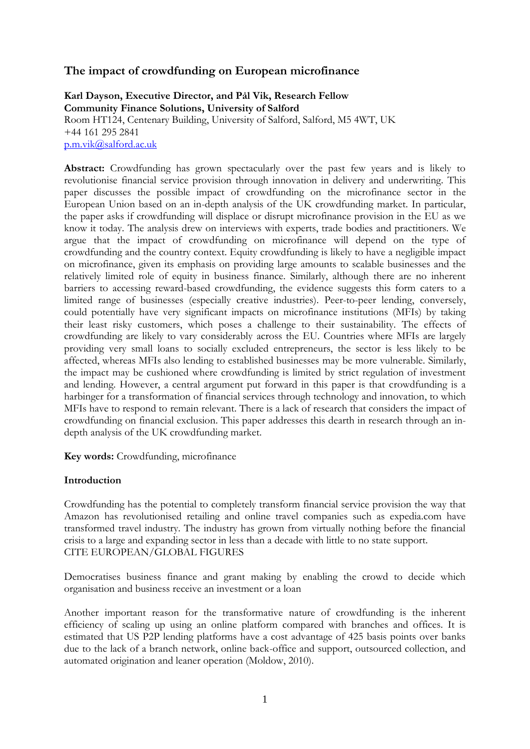# The impact of crowdfunding on European microfinance

**Karl Dayson, Executive Director, and Pål Vik, Research Fellow**
**Community Finance Solutions, University of Salford**
Room HT124, Centenary Building, University of Salford, Salford, M5 4WT, UK
+44 161 295 2841
p.m.vik@salford.ac.uk

**Abstract:** Crowdfunding has grown spectacularly over the past few years and is likely to revolutionise financial service provision through innovation in delivery and underwriting. This paper discusses the possible impact of crowdfunding on the microfinance sector in the European Union based on an in-depth analysis of the UK crowdfunding market. In particular, the paper asks if crowdfunding will displace or disrupt microfinance provision in the EU as we know it today. The analysis drew on interviews with experts, trade bodies and practitioners. We argue that the impact of crowdfunding on microfinance will depend on the type of crowdfunding and the country context. Equity crowdfunding is likely to have a negligible impact on microfinance, given its emphasis on providing large amounts to scalable businesses and the relatively limited role of equity in business finance. Similarly, although there are no inherent barriers to accessing reward-based crowdfunding, the evidence suggests this form caters to a limited range of businesses (especially creative industries). Peer-to-peer lending, conversely, could potentially have very significant impacts on microfinance institutions (MFIs) by taking their least risky customers, which poses a challenge to their sustainability. The effects of crowdfunding are likely to vary considerably across the EU. Countries where MFIs are largely providing very small loans to socially excluded entrepreneurs, the sector is less likely to be affected, whereas MFIs also lending to established businesses may be more vulnerable. Similarly, the impact may be cushioned where crowdfunding is limited by strict regulation of investment and lending. However, a central argument put forward in this paper is that crowdfunding is a harbinger for a transformation of financial services through technology and innovation, to which MFIs have to respond to remain relevant. There is a lack of research that considers the impact of crowdfunding on financial exclusion. This paper addresses this dearth in research through an in-depth analysis of the UK crowdfunding market.

**Key words:** Crowdfunding, microfinance

## Introduction

Crowdfunding has the potential to completely transform financial service provision the way that Amazon has revolutionised retailing and online travel companies such as expedia.com have transformed travel industry. The industry has grown from virtually nothing before the financial crisis to a large and expanding sector in less than a decade with little to no state support.
CITE EUROPEAN/GLOBAL FIGURES

Democratises business finance and grant making by enabling the crowd to decide which organisation and business receive an investment or a loan

Another important reason for the transformative nature of crowdfunding is the inherent efficiency of scaling up using an online platform compared with branches and offices. It is estimated that US P2P lending platforms have a cost advantage of 425 basis points over banks due to the lack of a branch network, online back-office and support, outsourced collection, and automated origination and leaner operation (Moldow, 2010).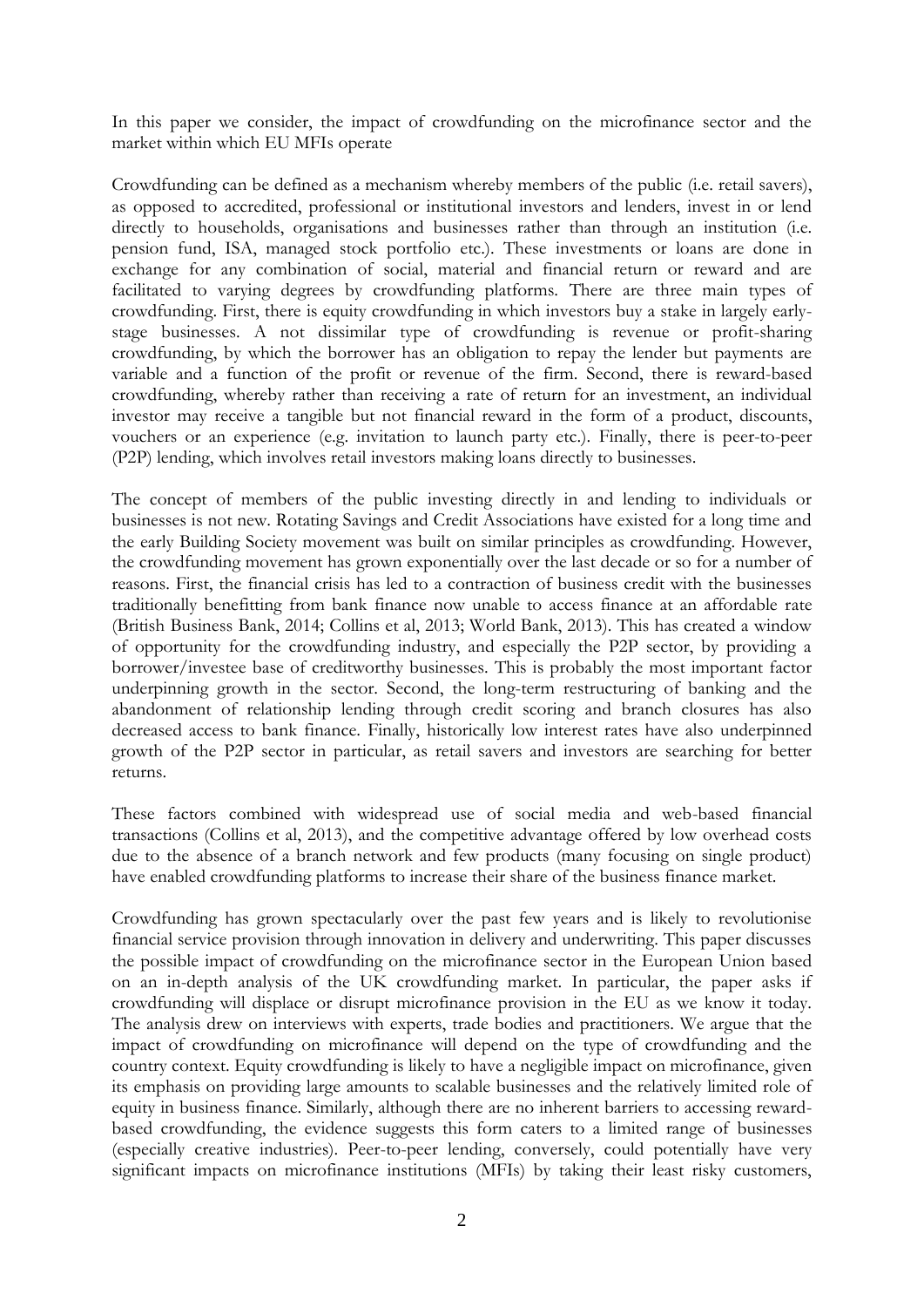In this paper we consider, the impact of crowdfunding on the microfinance sector and the market within which EU MFIs operate

Crowdfunding can be defined as a mechanism whereby members of the public (i.e. retail savers), as opposed to accredited, professional or institutional investors and lenders, invest in or lend directly to households, organisations and businesses rather than through an institution (i.e. pension fund, ISA, managed stock portfolio etc.). These investments or loans are done in exchange for any combination of social, material and financial return or reward and are facilitated to varying degrees by crowdfunding platforms. There are three main types of crowdfunding. First, there is equity crowdfunding in which investors buy a stake in largely early-stage businesses. A not dissimilar type of crowdfunding is revenue or profit-sharing crowdfunding, by which the borrower has an obligation to repay the lender but payments are variable and a function of the profit or revenue of the firm. Second, there is reward-based crowdfunding, whereby rather than receiving a rate of return for an investment, an individual investor may receive a tangible but not financial reward in the form of a product, discounts, vouchers or an experience (e.g. invitation to launch party etc.). Finally, there is peer-to-peer (P2P) lending, which involves retail investors making loans directly to businesses.

The concept of members of the public investing directly in and lending to individuals or businesses is not new. Rotating Savings and Credit Associations have existed for a long time and the early Building Society movement was built on similar principles as crowdfunding. However, the crowdfunding movement has grown exponentially over the last decade or so for a number of reasons. First, the financial crisis has led to a contraction of business credit with the businesses traditionally benefitting from bank finance now unable to access finance at an affordable rate (British Business Bank, 2014; Collins et al, 2013; World Bank, 2013). This has created a window of opportunity for the crowdfunding industry, and especially the P2P sector, by providing a borrower/investee base of creditworthy businesses. This is probably the most important factor underpinning growth in the sector. Second, the long-term restructuring of banking and the abandonment of relationship lending through credit scoring and branch closures has also decreased access to bank finance. Finally, historically low interest rates have also underpinned growth of the P2P sector in particular, as retail savers and investors are searching for better returns.

These factors combined with widespread use of social media and web-based financial transactions (Collins et al, 2013), and the competitive advantage offered by low overhead costs due to the absence of a branch network and few products (many focusing on single product) have enabled crowdfunding platforms to increase their share of the business finance market.

Crowdfunding has grown spectacularly over the past few years and is likely to revolutionise financial service provision through innovation in delivery and underwriting. This paper discusses the possible impact of crowdfunding on the microfinance sector in the European Union based on an in-depth analysis of the UK crowdfunding market. In particular, the paper asks if crowdfunding will displace or disrupt microfinance provision in the EU as we know it today. The analysis drew on interviews with experts, trade bodies and practitioners. We argue that the impact of crowdfunding on microfinance will depend on the type of crowdfunding and the country context. Equity crowdfunding is likely to have a negligible impact on microfinance, given its emphasis on providing large amounts to scalable businesses and the relatively limited role of equity in business finance. Similarly, although there are no inherent barriers to accessing reward-based crowdfunding, the evidence suggests this form caters to a limited range of businesses (especially creative industries). Peer-to-peer lending, conversely, could potentially have very significant impacts on microfinance institutions (MFIs) by taking their least risky customers,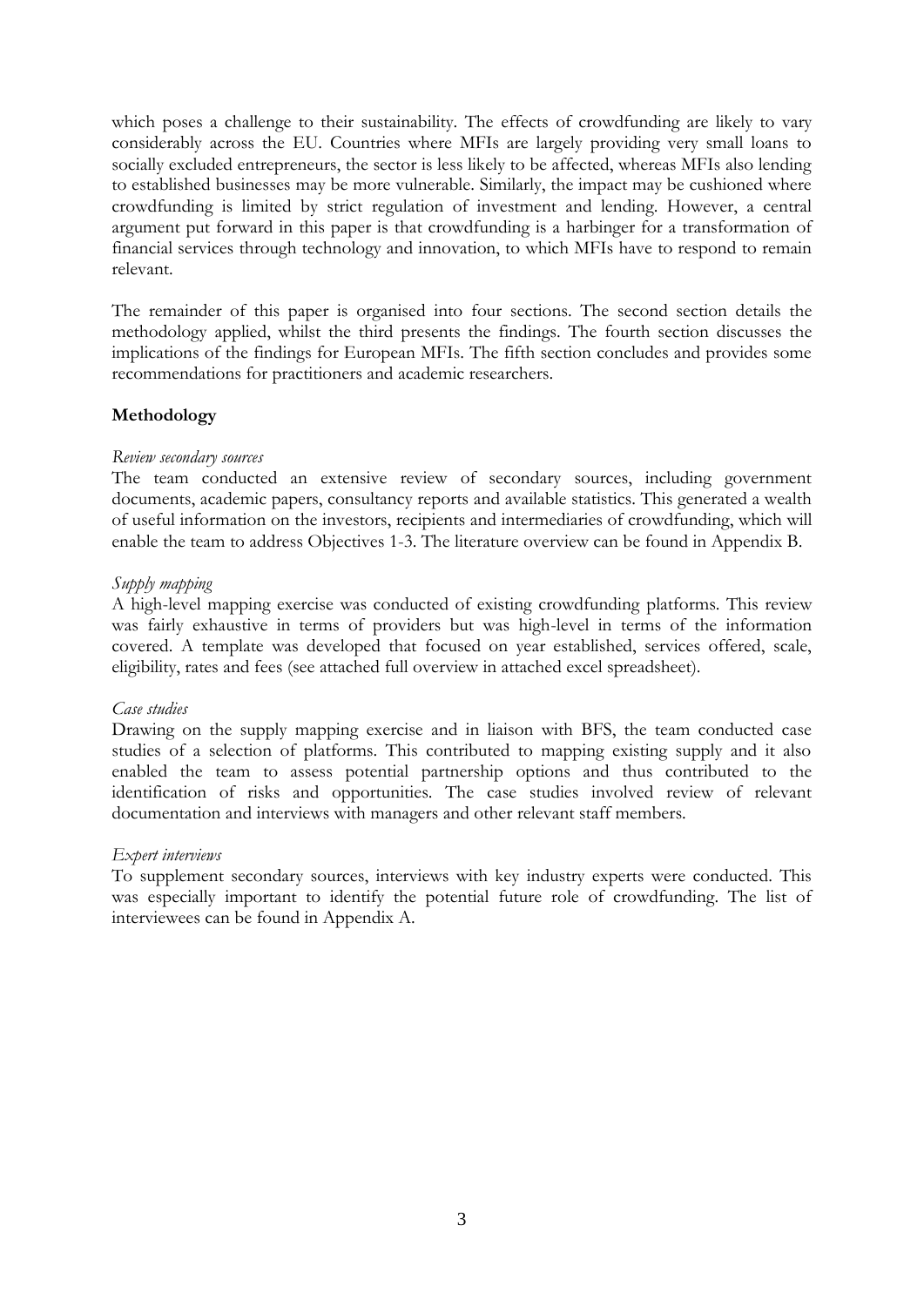which poses a challenge to their sustainability. The effects of crowdfunding are likely to vary considerably across the EU. Countries where MFIs are largely providing very small loans to socially excluded entrepreneurs, the sector is less likely to be affected, whereas MFIs also lending to established businesses may be more vulnerable. Similarly, the impact may be cushioned where crowdfunding is limited by strict regulation of investment and lending. However, a central argument put forward in this paper is that crowdfunding is a harbinger for a transformation of financial services through technology and innovation, to which MFIs have to respond to remain relevant.

The remainder of this paper is organised into four sections. The second section details the methodology applied, whilst the third presents the findings. The fourth section discusses the implications of the findings for European MFIs. The fifth section concludes and provides some recommendations for practitioners and academic researchers.

## Methodology

*Review secondary sources*

The team conducted an extensive review of secondary sources, including government documents, academic papers, consultancy reports and available statistics. This generated a wealth of useful information on the investors, recipients and intermediaries of crowdfunding, which will enable the team to address Objectives 1-3. The literature overview can be found in Appendix B.

*Supply mapping*

A high-level mapping exercise was conducted of existing crowdfunding platforms. This review was fairly exhaustive in terms of providers but was high-level in terms of the information covered. A template was developed that focused on year established, services offered, scale, eligibility, rates and fees (see attached full overview in attached excel spreadsheet).

*Case studies*

Drawing on the supply mapping exercise and in liaison with BFS, the team conducted case studies of a selection of platforms. This contributed to mapping existing supply and it also enabled the team to assess potential partnership options and thus contributed to the identification of risks and opportunities. The case studies involved review of relevant documentation and interviews with managers and other relevant staff members.

*Expert interviews*

To supplement secondary sources, interviews with key industry experts were conducted. This was especially important to identify the potential future role of crowdfunding. The list of interviewees can be found in Appendix A.